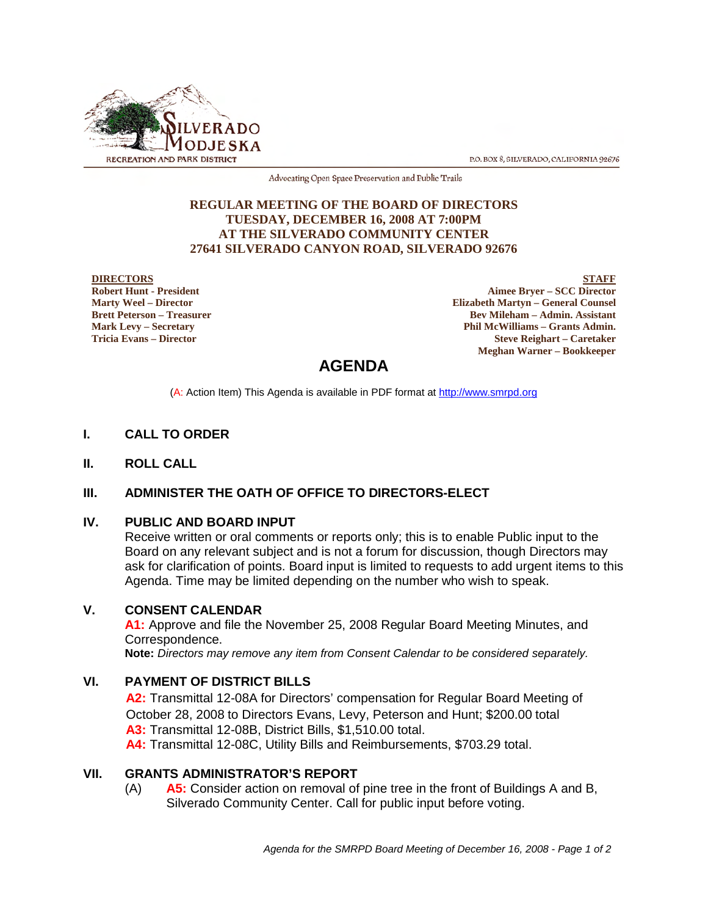SILVERADO MODJESKA RECREATION AND PARK DISTRICT

P.O. BOX 8, SILVERADO, CALIFORNIA 92676

Advocating Open Space Preservation and Public Trails

**REGULAR MEETING OF THE BOARD OF DIRECTORS**
**TUESDAY, DECEMBER 16, 2008 AT 7:00PM**
**AT THE SILVERADO COMMUNITY CENTER**
**27641 SILVERADO CANYON ROAD, SILVERADO 92676**

**DIRECTORS**
**Robert Hunt - President**
**Marty Weel – Director**
**Brett Peterson – Treasurer**
**Mark Levy – Secretary**
**Tricia Evans – Director**

**STAFF**
**Aimee Bryer – SCC Director**
**Elizabeth Martyn – General Counsel**
**Bev Mileham – Admin. Assistant**
**Phil McWilliams – Grants Admin.**
**Steve Reighart – Caretaker**
**Meghan Warner – Bookkeeper**

# AGENDA

(A: Action Item) This Agenda is available in PDF format at http://www.smrpd.org

## I. CALL TO ORDER

## II. ROLL CALL

## III. ADMINISTER THE OATH OF OFFICE TO DIRECTORS-ELECT

## IV. PUBLIC AND BOARD INPUT

Receive written or oral comments or reports only; this is to enable Public input to the Board on any relevant subject and is not a forum for discussion, though Directors may ask for clarification of points. Board input is limited to requests to add urgent items to this Agenda. Time may be limited depending on the number who wish to speak.

## V. CONSENT CALENDAR

**A1:** Approve and file the November 25, 2008 Regular Board Meeting Minutes, and Correspondence.
**Note:** *Directors may remove any item from Consent Calendar to be considered separately.*

## VI. PAYMENT OF DISTRICT BILLS

**A2:** Transmittal 12-08A for Directors' compensation for Regular Board Meeting of October 28, 2008 to Directors Evans, Levy, Peterson and Hunt; $200.00 total
**A3:** Transmittal 12-08B, District Bills, $1,510.00 total.
**A4:** Transmittal 12-08C, Utility Bills and Reimbursements, $703.29 total.

## VII. GRANTS ADMINISTRATOR'S REPORT

(A) **A5:** Consider action on removal of pine tree in the front of Buildings A and B, Silverado Community Center. Call for public input before voting.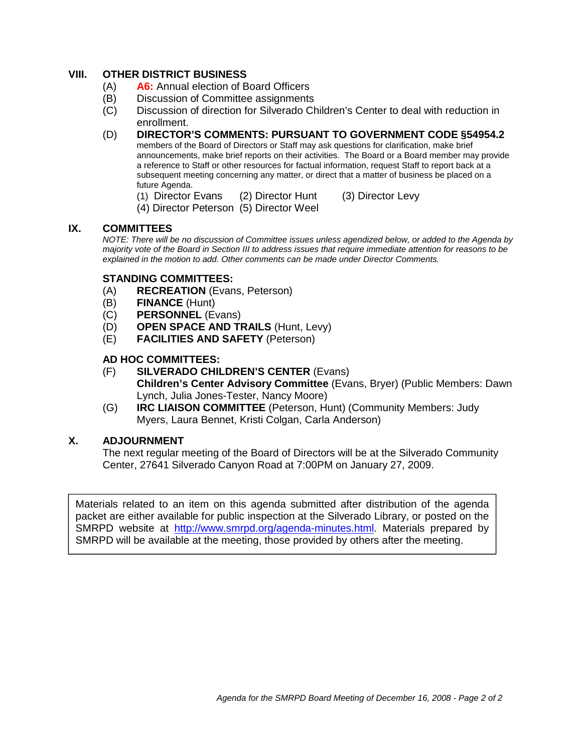## VIII. OTHER DISTRICT BUSINESS

(A) **A6:** Annual election of Board Officers

(B) Discussion of Committee assignments

(C) Discussion of direction for Silverado Children's Center to deal with reduction in enrollment.

(D) **DIRECTOR'S COMMENTS: PURSUANT TO GOVERNMENT CODE §54954.2** members of the Board of Directors or Staff may ask questions for clarification, make brief announcements, make brief reports on their activities. The Board or a Board member may provide a reference to Staff or other resources for factual information, request Staff to report back at a subsequent meeting concerning any matter, or direct that a matter of business be placed on a future Agenda.

(1) Director Evans (2) Director Hunt (3) Director Levy
(4) Director Peterson (5) Director Weel

## IX. COMMITTEES

*NOTE: There will be no discussion of Committee issues unless agendized below, or added to the Agenda by majority vote of the Board in Section III to address issues that require immediate attention for reasons to be explained in the motion to add. Other comments can be made under Director Comments.*

### STANDING COMMITTEES:

(A) **RECREATION** (Evans, Peterson)

(B) **FINANCE** (Hunt)

(C) **PERSONNEL** (Evans)

(D) **OPEN SPACE AND TRAILS** (Hunt, Levy)

(E) **FACILITIES AND SAFETY** (Peterson)

### AD HOC COMMITTEES:

(F) **SILVERADO CHILDREN'S CENTER** (Evans)
**Children's Center Advisory Committee** (Evans, Bryer) (Public Members: Dawn Lynch, Julia Jones-Tester, Nancy Moore)

(G) **IRC LIAISON COMMITTEE** (Peterson, Hunt) (Community Members: Judy Myers, Laura Bennet, Kristi Colgan, Carla Anderson)

## X. ADJOURNMENT

The next regular meeting of the Board of Directors will be at the Silverado Community Center, 27641 Silverado Canyon Road at 7:00PM on January 27, 2009.

> Materials related to an item on this agenda submitted after distribution of the agenda packet are either available for public inspection at the Silverado Library, or posted on the SMRPD website at http://www.smrpd.org/agenda-minutes.html. Materials prepared by SMRPD will be available at the meeting, those provided by others after the meeting.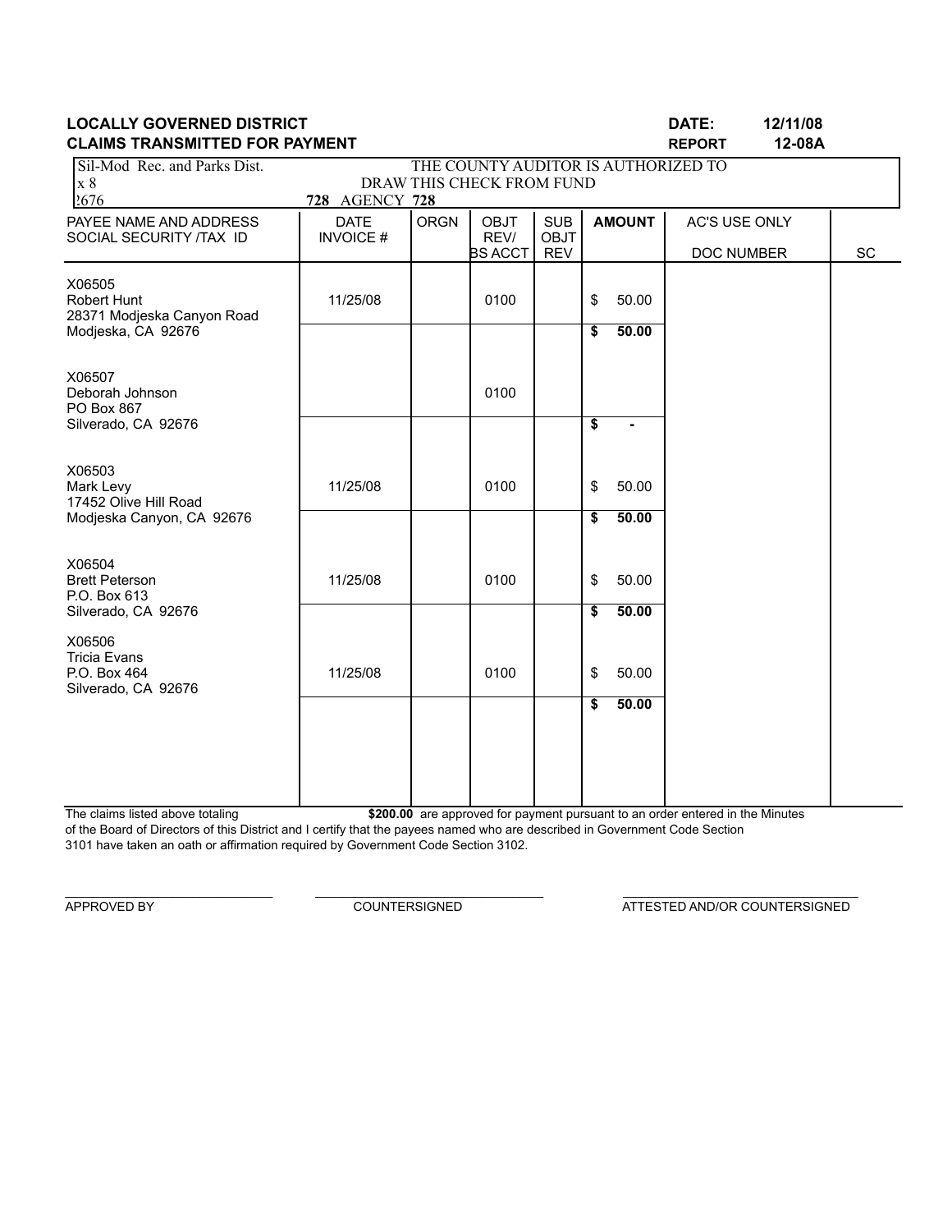**LOCALLY GOVERNED DISTRICT** **DATE: 12/11/08**

**CLAIMS TRANSMITTED FOR PAYMENT** **REPORT 12-08A**

| Sil-Mod Rec. and Parks Dist. | THE COUNTY AUDITOR IS AUTHORIZED TO |
|---|---|
| x 8 | DRAW THIS CHECK FROM FUND |
| 2676 | **728** AGENCY **728** |

| PAYEE NAME AND ADDRESS SOCIAL SECURITY /TAX ID | DATE INVOICE # | ORGN | OBJT REV/ BS ACCT | SUB OBJT REV | AMOUNT | AC'S USE ONLY DOC NUMBER | SC |
|---|---|---|---|---|---|---|---|
| X06505 Robert Hunt 28371 Modjeska Canyon Road Modjeska, CA 92676 | 11/25/08 | | 0100 | | $ 50.00 | | |
| | | | | | **$ 50.00** | | |
| X06507 Deborah Johnson PO Box 867 Silverado, CA 92676 | | | 0100 | | | | |
| | | | | | **$ -** | | |
| X06503 Mark Levy 17452 Olive Hill Road Modjeska Canyon, CA 92676 | 11/25/08 | | 0100 | | $ 50.00 | | |
| | | | | | **$ 50.00** | | |
| X06504 Brett Peterson P.O. Box 613 Silverado, CA 92676 | 11/25/08 | | 0100 | | $ 50.00 | | |
| | | | | | **$ 50.00** | | |
| X06506 Tricia Evans P.O. Box 464 Silverado, CA 92676 | 11/25/08 | | 0100 | | $ 50.00 | | |
| | | | | | **$ 50.00** | | |

The claims listed above totaling **$200.00** are approved for payment pursuant to an order entered in the Minutes of the Board of Directors of this District and I certify that the payees named who are described in Government Code Section 3101 have taken an oath or affirmation required by Government Code Section 3102.

APPROVED BY COUNTERSIGNED ATTESTED AND/OR COUNTERSIGNED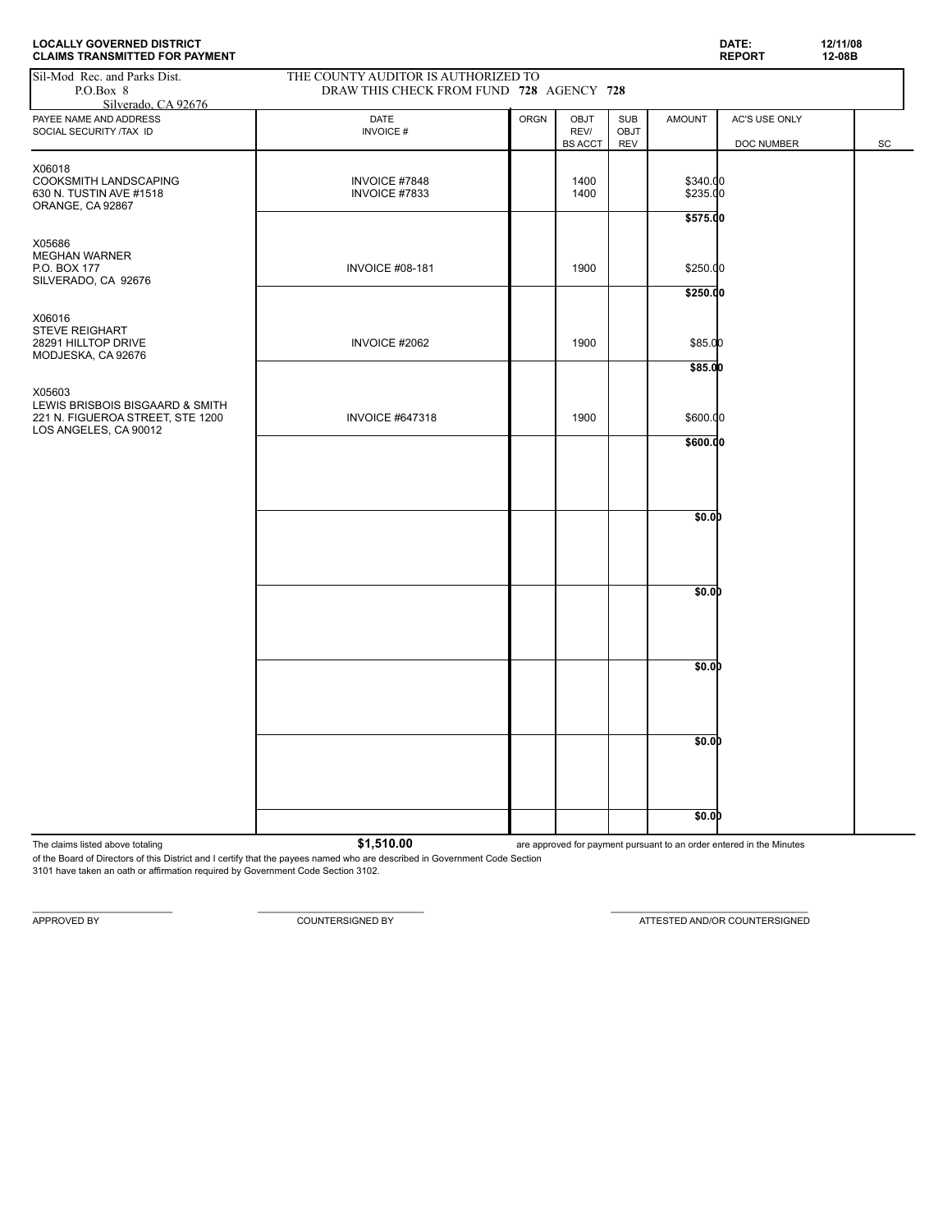**LOCALLY GOVERNED DISTRICT**
**CLAIMS TRANSMITTED FOR PAYMENT**

**DATE:** 12/11/08
**REPORT** 12-08B

Sil-Mod Rec. and Parks Dist.
P.O.Box 8
Silverado, CA 92676

THE COUNTY AUDITOR IS AUTHORIZED TO
DRAW THIS CHECK FROM FUND **728** AGENCY **728**

| PAYEE NAME AND ADDRESS SOCIAL SECURITY /TAX ID | DATE INVOICE # | ORGN | OBJT REV/ BS ACCT | SUB OBJT REV | AMOUNT | AC'S USE ONLY DOC NUMBER | SC |
|---|---|---|---|---|---|---|---|
| X06018 COOKSMITH LANDSCAPING 630 N. TUSTIN AVE #1518 ORANGE, CA 92867 | INVOICE #7848 | | 1400 | | $340.00 | | |
| | INVOICE #7833 | | 1400 | | $235.00 | | |
| | | | | | **$575.00** | | |
| X05686 MEGHAN WARNER P.O. BOX 177 SILVERADO, CA 92676 | INVOICE #08-181 | | 1900 | | $250.00 | | |
| | | | | | **$250.00** | | |
| X06016 STEVE REIGHART 28291 HILLTOP DRIVE MODJESKA, CA 92676 | INVOICE #2062 | | 1900 | | $85.00 | | |
| | | | | | **$85.00** | | |
| X05603 LEWIS BRISBOIS BISGAARD & SMITH 221 N. FIGUEROA STREET, STE 1200 LOS ANGELES, CA 90012 | INVOICE #647318 | | 1900 | | $600.00 | | |
| | | | | | **$600.00** | | |
| | | | | | **$0.00** | | |
| | | | | | **$0.00** | | |
| | | | | | **$0.00** | | |
| | | | | | **$0.00** | | |
| | | | | | **$0.00** | | |

The claims listed above totaling **$1,510.00** are approved for payment pursuant to an order entered in the Minutes of the Board of Directors of this District and I certify that the payees named who are described in Government Code Section 3101 have taken an oath or affirmation required by Government Code Section 3102.

\_\_\_\_\_\_\_\_\_\_\_\_\_\_\_\_\_\_\_\_\_\_\_\_ APPROVED BY

\_\_\_\_\_\_\_\_\_\_\_\_\_\_\_\_\_\_\_\_\_\_\_\_ COUNTERSIGNED BY

\_\_\_\_\_\_\_\_\_\_\_\_\_\_\_\_\_\_\_\_\_\_\_\_ ATTESTED AND/OR COUNTERSIGNED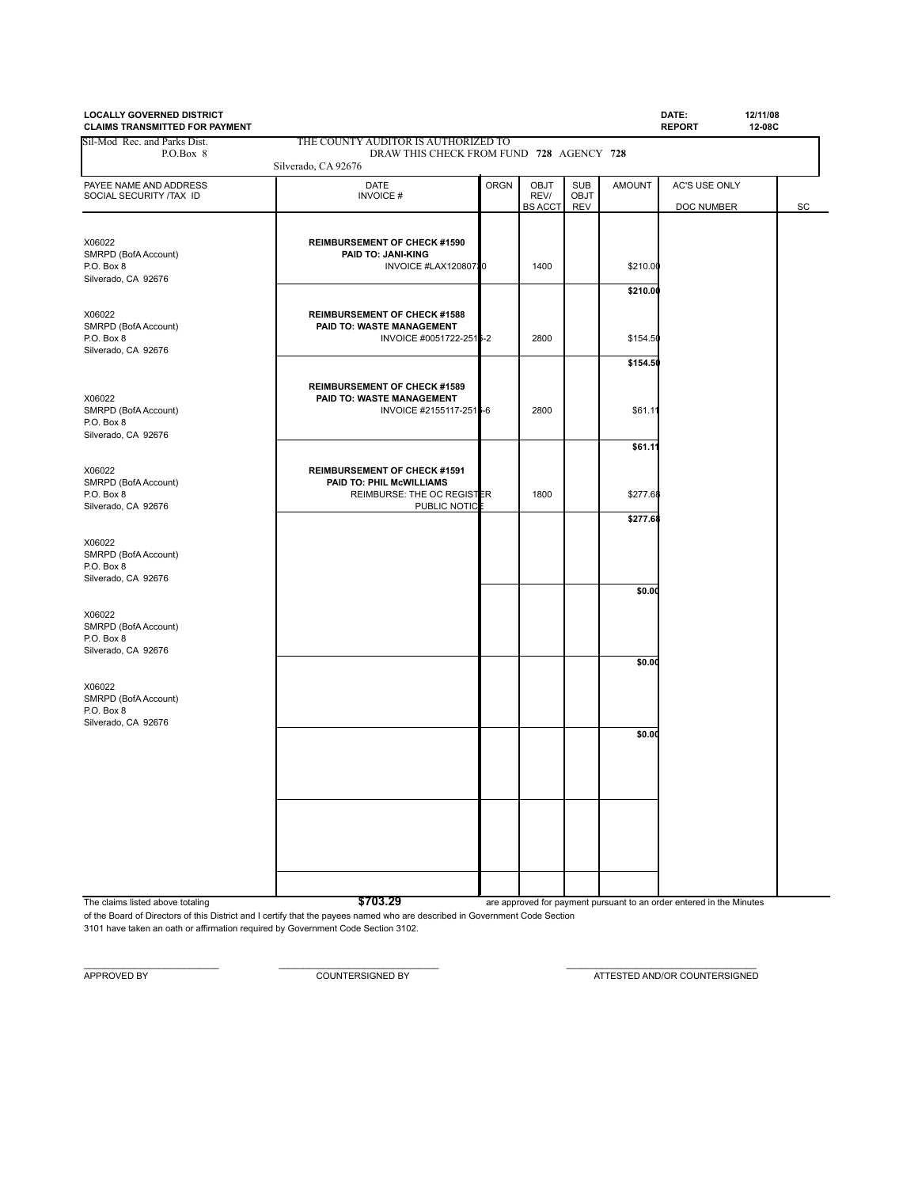**LOCALLY GOVERNED DISTRICT**
**CLAIMS TRANSMITTED FOR PAYMENT**

**DATE:** 12/11/08
**REPORT** 12-08C

Sil-Mod Rec. and Parks Dist.
P.O.Box 8
Silverado, CA 92676

THE COUNTY AUDITOR IS AUTHORIZED TO DRAW THIS CHECK FROM FUND **728** AGENCY **728**

| PAYEE NAME AND ADDRESS SOCIAL SECURITY /TAX ID | DATE INVOICE # | ORGN | OBJT REV/ BS ACCT | SUB OBJT REV | AMOUNT | AC'S USE ONLY DOC NUMBER | SC |
|---|---|---|---|---|---|---|---|
| X06022 SMRPD (BofA Account) P.O. Box 8 Silverado, CA 92676 | **REIMBURSEMENT OF CHECK #1590** **PAID TO: JANI-KING** INVOICE #LAX12080720 | | 1400 | | $210.00 | | |
| | | | | | **$210.00** | | |
| X06022 SMRPD (BofA Account) P.O. Box 8 Silverado, CA 92676 | **REIMBURSEMENT OF CHECK #1588** **PAID TO: WASTE MANAGEMENT** INVOICE #0051722-2515-2 | | 2800 | | $154.50 | | |
| | | | | | **$154.50** | | |
| X06022 SMRPD (BofA Account) P.O. Box 8 Silverado, CA 92676 | **REIMBURSEMENT OF CHECK #1589** **PAID TO: WASTE MANAGEMENT** INVOICE #2155117-2515-6 | | 2800 | | $61.11 | | |
| | | | | | **$61.11** | | |
| X06022 SMRPD (BofA Account) P.O. Box 8 Silverado, CA 92676 | **REIMBURSEMENT OF CHECK #1591** **PAID TO: PHIL McWILLIAMS** REIMBURSE: THE OC REGISTER PUBLIC NOTICE | | 1800 | | $277.68 | | |
| | | | | | **$277.68** | | |
| X06022 SMRPD (BofA Account) P.O. Box 8 Silverado, CA 92676 | | | | | | | |
| | | | | | **$0.00** | | |
| X06022 SMRPD (BofA Account) P.O. Box 8 Silverado, CA 92676 | | | | | | | |
| | | | | | **$0.00** | | |
| X06022 SMRPD (BofA Account) P.O. Box 8 Silverado, CA 92676 | | | | | | | |
| | | | | | **$0.00** | | |

The claims listed above totaling **$703.29** are approved for payment pursuant to an order entered in the Minutes of the Board of Directors of this District and I certify that the payees named who are described in Government Code Section 3101 have taken an oath or affirmation required by Government Code Section 3102.

\_\_\_\_\_\_\_\_\_\_\_\_\_\_\_\_\_\_\_\_\_\_\_\_\_\_ APPROVED BY

\_\_\_\_\_\_\_\_\_\_\_\_\_\_\_\_\_\_\_\_\_\_\_\_\_\_ COUNTERSIGNED BY

\_\_\_\_\_\_\_\_\_\_\_\_\_\_\_\_\_\_\_\_\_\_\_\_\_\_ ATTESTED AND/OR COUNTERSIGNED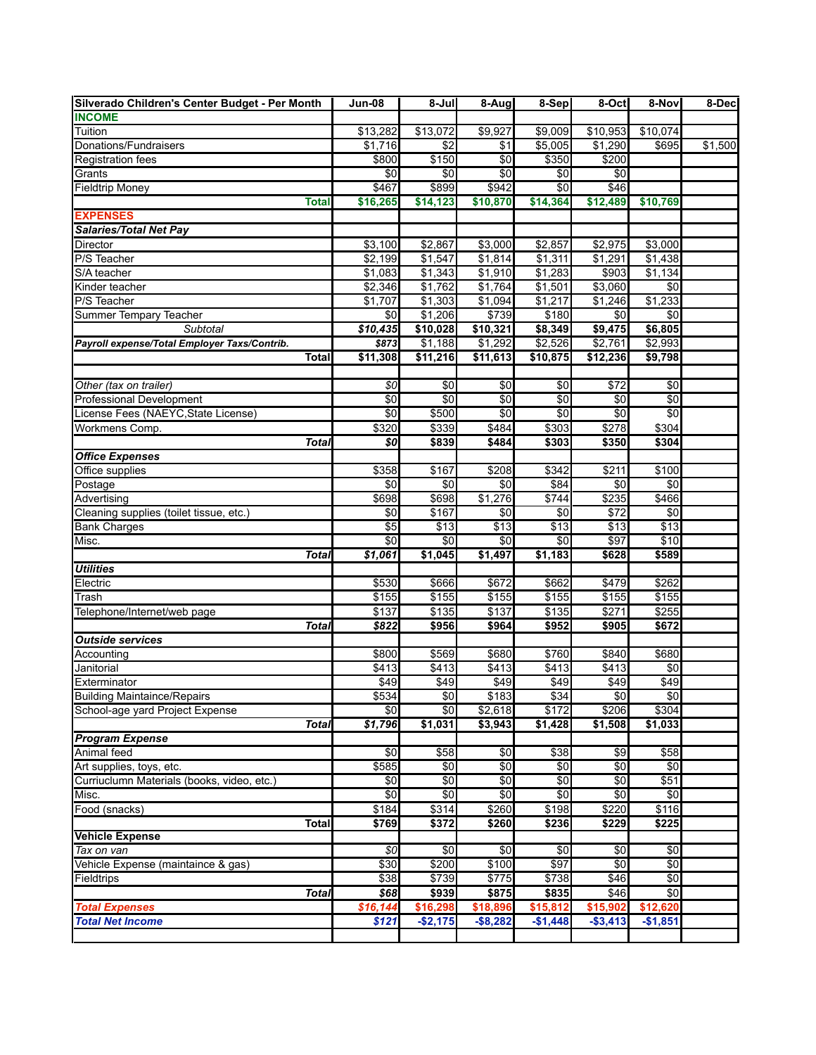| Silverado Children's Center Budget - Per Month | Jun-08 | 8-Jul | 8-Aug | 8-Sep | 8-Oct | 8-Nov | 8-Dec |
|---|---|---|---|---|---|---|---|
| **INCOME** | | | | | | | |
| Tuition | $13,282 | $13,072 | $9,927 | $9,009 | $10,953 | $10,074 | |
| Donations/Fundraisers | $1,716 | $2 | $1 | $5,005 | $1,290 | $695 | $1,500 |
| Registration fees | $800 | $150 | $0 | $350 | $200 | | |
| Grants | $0 | $0 | $0 | $0 | $0 | | |
| Fieldtrip Money | $467 | $899 | $942 | $0 | $46 | | |
| **Total** | **$16,265** | **$14,123** | **$10,870** | **$14,364** | **$12,489** | **$10,769** | |
| **EXPENSES** | | | | | | | |
| ***Salaries/Total Net Pay*** | | | | | | | |
| Director | $3,100 | $2,867 | $3,000 | $2,857 | $2,975 | $3,000 | |
| P/S Teacher | $2,199 | $1,547 | $1,814 | $1,311 | $1,291 | $1,438 | |
| S/A teacher | $1,083 | $1,343 | $1,910 | $1,283 | $903 | $1,134 | |
| Kinder teacher | $2,346 | $1,762 | $1,764 | $1,501 | $3,060 | $0 | |
| P/S Teacher | $1,707 | $1,303 | $1,094 | $1,217 | $1,246 | $1,233 | |
| Summer Tempary Teacher | $0 | $1,206 | $739 | $180 | $0 | $0 | |
| *Subtotal* | ***$10,435*** | **$10,028** | **$10,321** | **$8,349** | **$9,475** | **$6,805** | |
| ***Payroll expense/Total Employer Taxs/Contrib.*** | *$873* | $1,188 | $1,292 | $2,526 | $2,761 | $2,993 | |
| **Total** | **$11,308** | **$11,216** | **$11,613** | **$10,875** | **$12,236** | **$9,798** | |
| | | | | | | | |
| *Other (tax on trailer)* | *$0* | $0 | $0 | $0 | $72 | $0 | |
| Professional Development | $0 | $0 | $0 | $0 | $0 | $0 | |
| License Fees (NAEYC,State License) | $0 | $500 | $0 | $0 | $0 | $0 | |
| Workmens Comp. | $320 | $339 | $484 | $303 | $278 | $304 | |
| ***Total*** | ***$0*** | **$839** | **$484** | **$303** | **$350** | **$304** | |
| ***Office Expenses*** | | | | | | | |
| Office supplies | $358 | $167 | $208 | $342 | $211 | $100 | |
| Postage | $0 | $0 | $0 | $84 | $0 | $0 | |
| Advertising | $698 | $698 | $1,276 | $744 | $235 | $466 | |
| Cleaning supplies (toilet tissue, etc.) | $0 | $167 | $0 | $0 | $72 | $0 | |
| Bank Charges | $5 | $13 | $13 | $13 | $13 | $13 | |
| Misc. | $0 | $0 | $0 | $0 | $97 | $10 | |
| ***Total*** | ***$1,061*** | **$1,045** | **$1,497** | **$1,183** | **$628** | **$589** | |
| ***Utilities*** | | | | | | | |
| Electric | $530 | $666 | $672 | $662 | $479 | $262 | |
| Trash | $155 | $155 | $155 | $155 | $155 | $155 | |
| Telephone/Internet/web page | $137 | $135 | $137 | $135 | $271 | $255 | |
| ***Total*** | ***$822*** | **$956** | **$964** | **$952** | **$905** | **$672** | |
| ***Outside services*** | | | | | | | |
| Accounting | $800 | $569 | $680 | $760 | $840 | $680 | |
| Janitorial | $413 | $413 | $413 | $413 | $413 | $0 | |
| Exterminator | $49 | $49 | $49 | $49 | $49 | $49 | |
| Building Maintaince/Repairs | $534 | $0 | $183 | $34 | $0 | $0 | |
| School-age yard Project Expense | $0 | $0 | $2,618 | $172 | $206 | $304 | |
| ***Total*** | ***$1,796*** | **$1,031** | **$3,943** | **$1,428** | **$1,508** | **$1,033** | |
| ***Program Expense*** | | | | | | | |
| Animal feed | $0 | $58 | $0 | $38 | $9 | $58 | |
| Art supplies, toys, etc. | $585 | $0 | $0 | $0 | $0 | $0 | |
| Curriuclumn Materials (books, video, etc.) | $0 | $0 | $0 | $0 | $0 | $51 | |
| Misc. | $0 | $0 | $0 | $0 | $0 | $0 | |
| Food (snacks) | $184 | $314 | $260 | $198 | $220 | $116 | |
| **Total** | **$769** | **$372** | **$260** | **$236** | **$229** | **$225** | |
| **Vehicle Expense** | | | | | | | |
| *Tax on van* | *$0* | $0 | $0 | $0 | $0 | $0 | |
| Vehicle Expense (maintaince & gas) | $30 | $200 | $100 | $97 | $0 | $0 | |
| Fieldtrips | $38 | $739 | $775 | $738 | $46 | $0 | |
| **Total** | ***$68*** | **$939** | **$875** | **$835** | **$46** | **$0** | |
| ***Total Expenses*** | ***$16,144*** | **$16,298** | **$18,896** | **$15,812** | **$15,902** | **$12,620** | |
| ***Total Net Income*** | ***$121*** | **-$2,175** | **-$8,282** | **-$1,448** | **-$3,413** | **-$1,851** | |